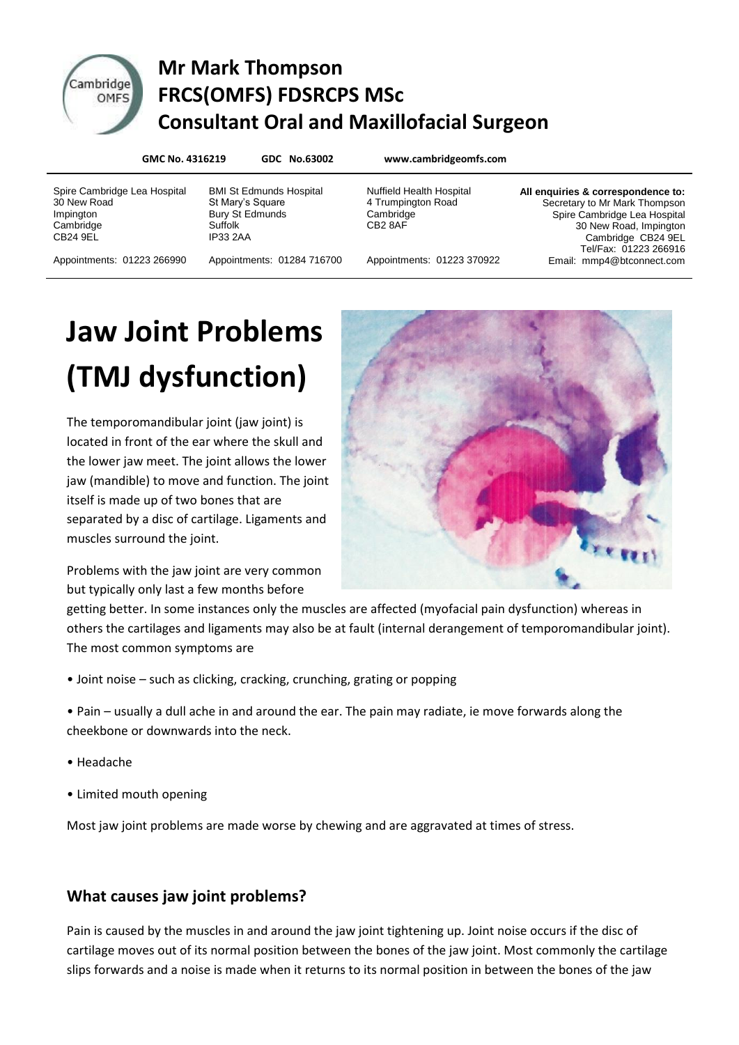# Mr Mark Thompson
# FRCS(OMFS) FDSRCPS MSc
# Consultant Oral and Maxillofacial Surgeon

**GMC No. 4316219** **GDC No.63002** **www.cambridgeomfs.com**

Spire Cambridge Lea Hospital
30 New Road
Impington
Cambridge
CB24 9EL

Appointments: 01223 266990

BMI St Edmunds Hospital
St Mary's Square
Bury St Edmunds
Suffolk
IP33 2AA

Appointments: 01284 716700

Nuffield Health Hospital
4 Trumpington Road
Cambridge
CB2 8AF

Appointments: 01223 370922

**All enquiries & correspondence to:**
Secretary to Mr Mark Thompson
Spire Cambridge Lea Hospital
30 New Road, Impington
Cambridge CB24 9EL
Tel/Fax: 01223 266916
Email: mmp4@btconnect.com

# Jaw Joint Problems (TMJ dysfunction)

The temporomandibular joint (jaw joint) is located in front of the ear where the skull and the lower jaw meet. The joint allows the lower jaw (mandible) to move and function. The joint itself is made up of two bones that are separated by a disc of cartilage. Ligaments and muscles surround the joint.

Problems with the jaw joint are very common but typically only last a few months before getting better. In some instances only the muscles are affected (myofacial pain dysfunction) whereas in others the cartilages and ligaments may also be at fault (internal derangement of temporomandibular joint). The most common symptoms are

- Joint noise – such as clicking, cracking, crunching, grating or popping
- Pain – usually a dull ache in and around the ear. The pain may radiate, ie move forwards along the cheekbone or downwards into the neck.
- Headache
- Limited mouth opening

Most jaw joint problems are made worse by chewing and are aggravated at times of stress.

## What causes jaw joint problems?

Pain is caused by the muscles in and around the jaw joint tightening up. Joint noise occurs if the disc of cartilage moves out of its normal position between the bones of the jaw joint. Most commonly the cartilage slips forwards and a noise is made when it returns to its normal position in between the bones of the jaw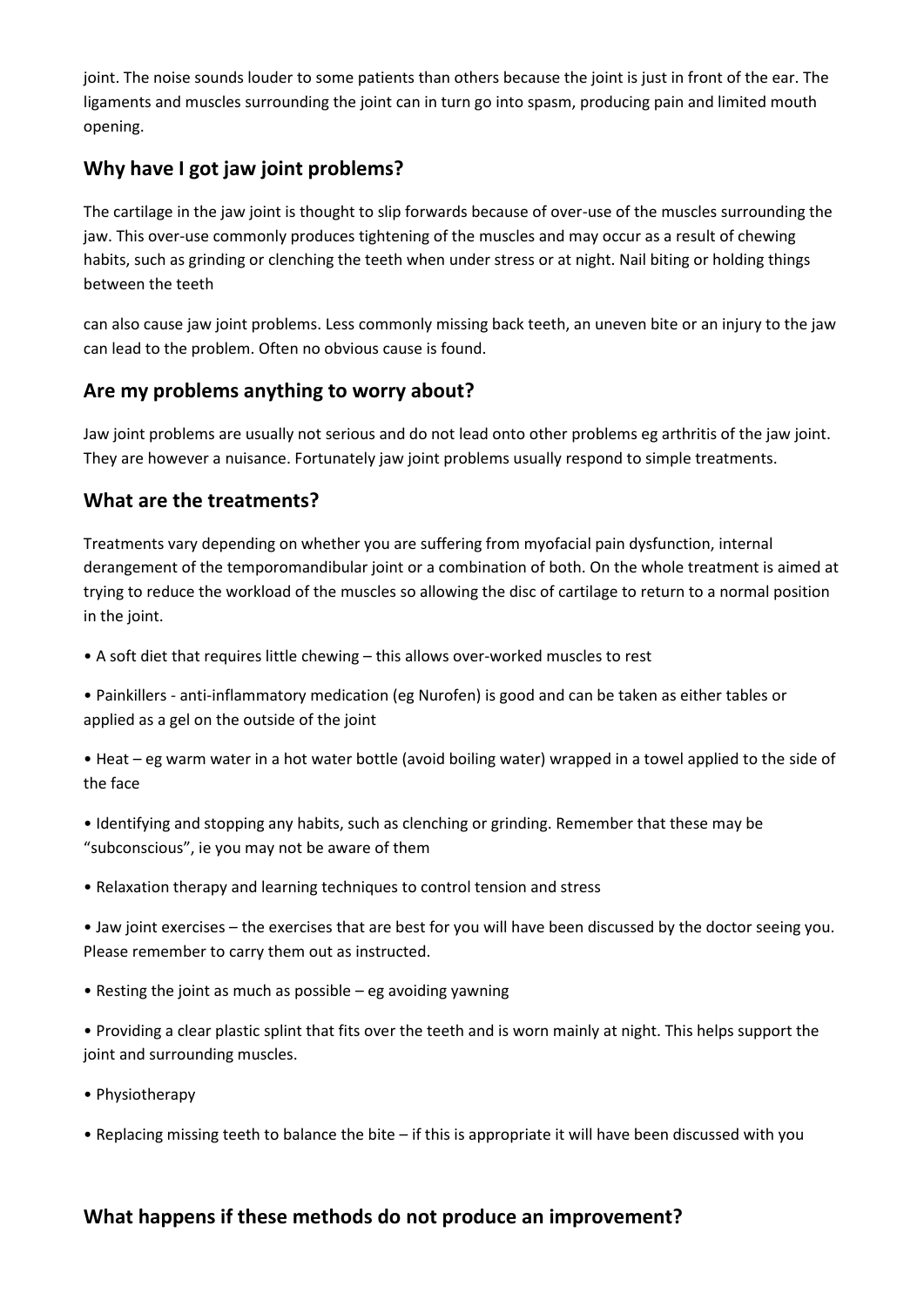joint. The noise sounds louder to some patients than others because the joint is just in front of the ear. The ligaments and muscles surrounding the joint can in turn go into spasm, producing pain and limited mouth opening.

## Why have I got jaw joint problems?

The cartilage in the jaw joint is thought to slip forwards because of over-use of the muscles surrounding the jaw. This over-use commonly produces tightening of the muscles and may occur as a result of chewing habits, such as grinding or clenching the teeth when under stress or at night. Nail biting or holding things between the teeth

can also cause jaw joint problems. Less commonly missing back teeth, an uneven bite or an injury to the jaw can lead to the problem. Often no obvious cause is found.

## Are my problems anything to worry about?

Jaw joint problems are usually not serious and do not lead onto other problems eg arthritis of the jaw joint. They are however a nuisance. Fortunately jaw joint problems usually respond to simple treatments.

## What are the treatments?

Treatments vary depending on whether you are suffering from myofacial pain dysfunction, internal derangement of the temporomandibular joint or a combination of both. On the whole treatment is aimed at trying to reduce the workload of the muscles so allowing the disc of cartilage to return to a normal position in the joint.

- A soft diet that requires little chewing – this allows over-worked muscles to rest
- Painkillers - anti-inflammatory medication (eg Nurofen) is good and can be taken as either tables or applied as a gel on the outside of the joint
- Heat – eg warm water in a hot water bottle (avoid boiling water) wrapped in a towel applied to the side of the face
- Identifying and stopping any habits, such as clenching or grinding. Remember that these may be "subconscious", ie you may not be aware of them
- Relaxation therapy and learning techniques to control tension and stress
- Jaw joint exercises – the exercises that are best for you will have been discussed by the doctor seeing you. Please remember to carry them out as instructed.
- Resting the joint as much as possible – eg avoiding yawning
- Providing a clear plastic splint that fits over the teeth and is worn mainly at night. This helps support the joint and surrounding muscles.
- Physiotherapy
- Replacing missing teeth to balance the bite – if this is appropriate it will have been discussed with you

## What happens if these methods do not produce an improvement?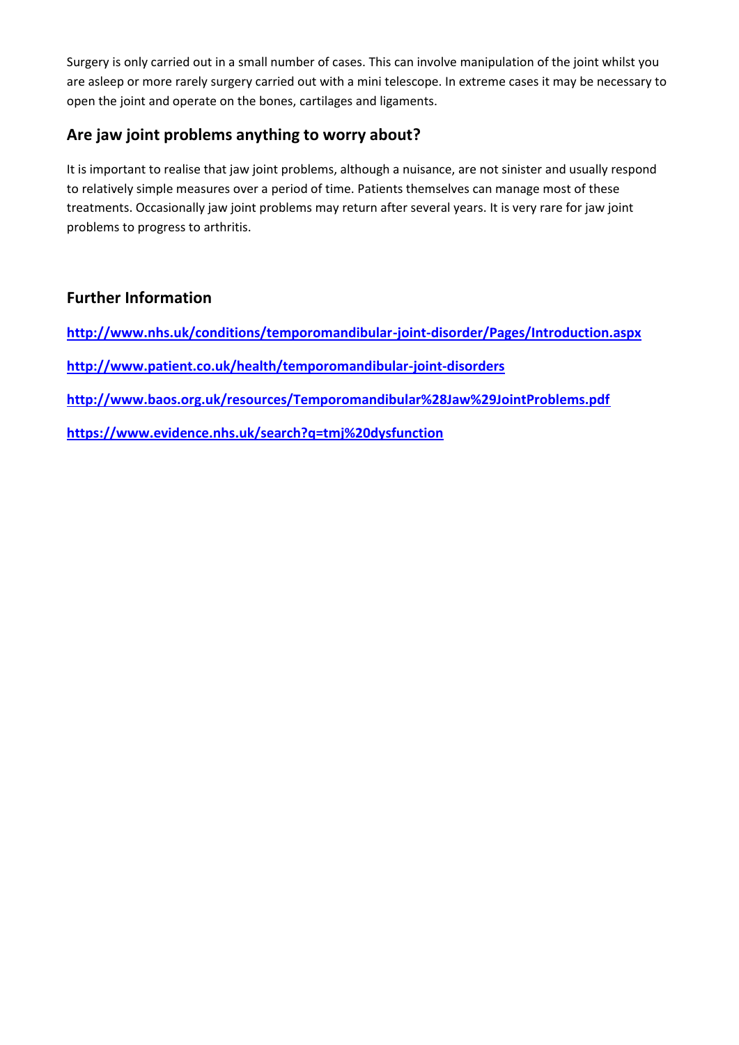Surgery is only carried out in a small number of cases. This can involve manipulation of the joint whilst you are asleep or more rarely surgery carried out with a mini telescope. In extreme cases it may be necessary to open the joint and operate on the bones, cartilages and ligaments.

## Are jaw joint problems anything to worry about?

It is important to realise that jaw joint problems, although a nuisance, are not sinister and usually respond to relatively simple measures over a period of time. Patients themselves can manage most of these treatments. Occasionally jaw joint problems may return after several years. It is very rare for jaw joint problems to progress to arthritis.

## Further Information

**http://www.nhs.uk/conditions/temporomandibular-joint-disorder/Pages/Introduction.aspx**

**http://www.patient.co.uk/health/temporomandibular-joint-disorders**

**http://www.baos.org.uk/resources/Temporomandibular%28Jaw%29JointProblems.pdf**

**https://www.evidence.nhs.uk/search?q=tmj%20dysfunction**